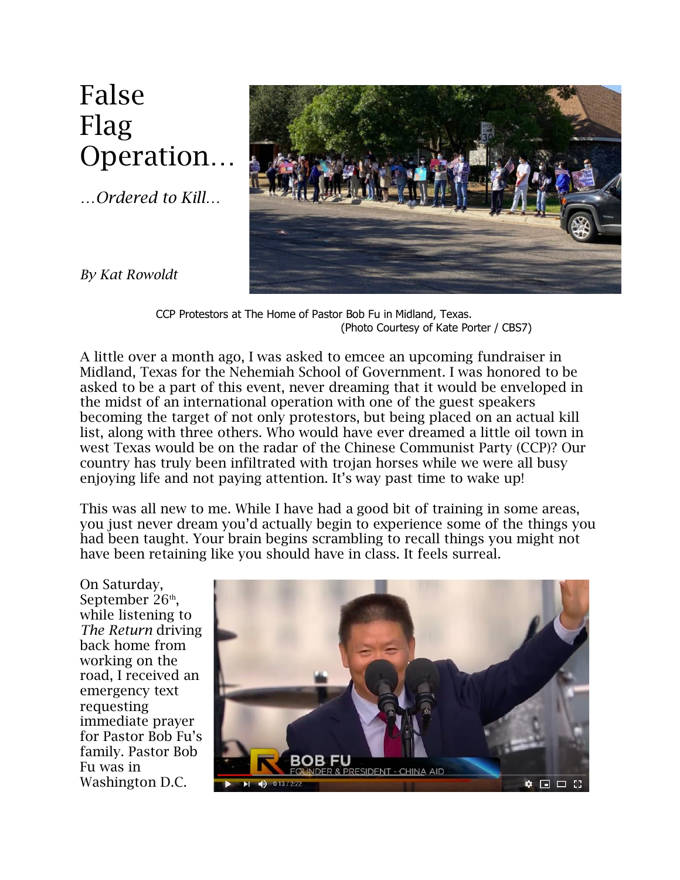# False Flag Operation…

*…Ordered to Kill…*

*By Kat Rowoldt*

CCP Protestors at The Home of Pastor Bob Fu in Midland, Texas. (Photo Courtesy of Kate Porter / CBS7)

A little over a month ago, I was asked to emcee an upcoming fundraiser in Midland, Texas for the Nehemiah School of Government. I was honored to be asked to be a part of this event, never dreaming that it would be enveloped in the midst of an international operation with one of the guest speakers becoming the target of not only protestors, but being placed on an actual kill list, along with three others. Who would have ever dreamed a little oil town in west Texas would be on the radar of the Chinese Communist Party (CCP)? Our country has truly been infiltrated with trojan horses while we were all busy enjoying life and not paying attention. It's way past time to wake up!

This was all new to me. While I have had a good bit of training in some areas, you just never dream you'd actually begin to experience some of the things you had been taught. Your brain begins scrambling to recall things you might not have been retaining like you should have in class. It feels surreal.

On Saturday, September 26th, while listening to *The Return* driving back home from working on the road, I received an emergency text requesting immediate prayer for Pastor Bob Fu's family. Pastor Bob Fu was in Washington D.C.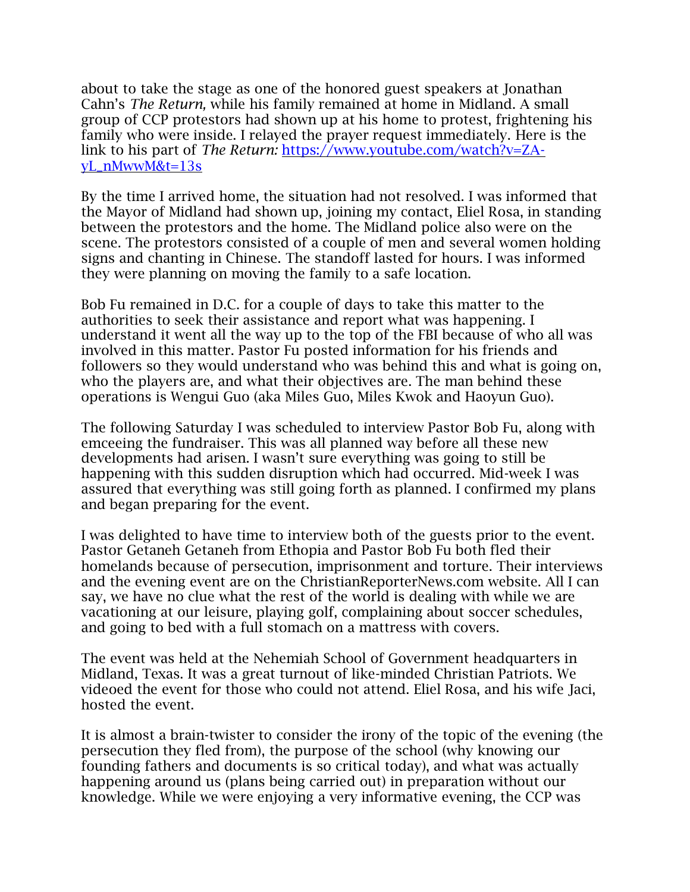about to take the stage as one of the honored guest speakers at Jonathan Cahn's *The Return,* while his family remained at home in Midland. A small group of CCP protestors had shown up at his home to protest, frightening his family who were inside. I relayed the prayer request immediately. Here is the link to his part of *The Return:* [https://www.youtube.com/watch?v=ZA-yL_nMwwM&t=13s](https://www.youtube.com/watch?v=ZA-yL_nMwwM&t=13s)

By the time I arrived home, the situation had not resolved. I was informed that the Mayor of Midland had shown up, joining my contact, Eliel Rosa, in standing between the protestors and the home. The Midland police also were on the scene. The protestors consisted of a couple of men and several women holding signs and chanting in Chinese. The standoff lasted for hours. I was informed they were planning on moving the family to a safe location.

Bob Fu remained in D.C. for a couple of days to take this matter to the authorities to seek their assistance and report what was happening. I understand it went all the way up to the top of the FBI because of who all was involved in this matter. Pastor Fu posted information for his friends and followers so they would understand who was behind this and what is going on, who the players are, and what their objectives are. The man behind these operations is Wengui Guo (aka Miles Guo, Miles Kwok and Haoyun Guo).

The following Saturday I was scheduled to interview Pastor Bob Fu, along with emceeing the fundraiser. This was all planned way before all these new developments had arisen. I wasn't sure everything was going to still be happening with this sudden disruption which had occurred. Mid-week I was assured that everything was still going forth as planned. I confirmed my plans and began preparing for the event.

I was delighted to have time to interview both of the guests prior to the event. Pastor Getaneh Getaneh from Ethopia and Pastor Bob Fu both fled their homelands because of persecution, imprisonment and torture. Their interviews and the evening event are on the ChristianReporterNews.com website. All I can say, we have no clue what the rest of the world is dealing with while we are vacationing at our leisure, playing golf, complaining about soccer schedules, and going to bed with a full stomach on a mattress with covers.

The event was held at the Nehemiah School of Government headquarters in Midland, Texas. It was a great turnout of like-minded Christian Patriots. We videoed the event for those who could not attend. Eliel Rosa, and his wife Jaci, hosted the event.

It is almost a brain-twister to consider the irony of the topic of the evening (the persecution they fled from), the purpose of the school (why knowing our founding fathers and documents is so critical today), and what was actually happening around us (plans being carried out) in preparation without our knowledge. While we were enjoying a very informative evening, the CCP was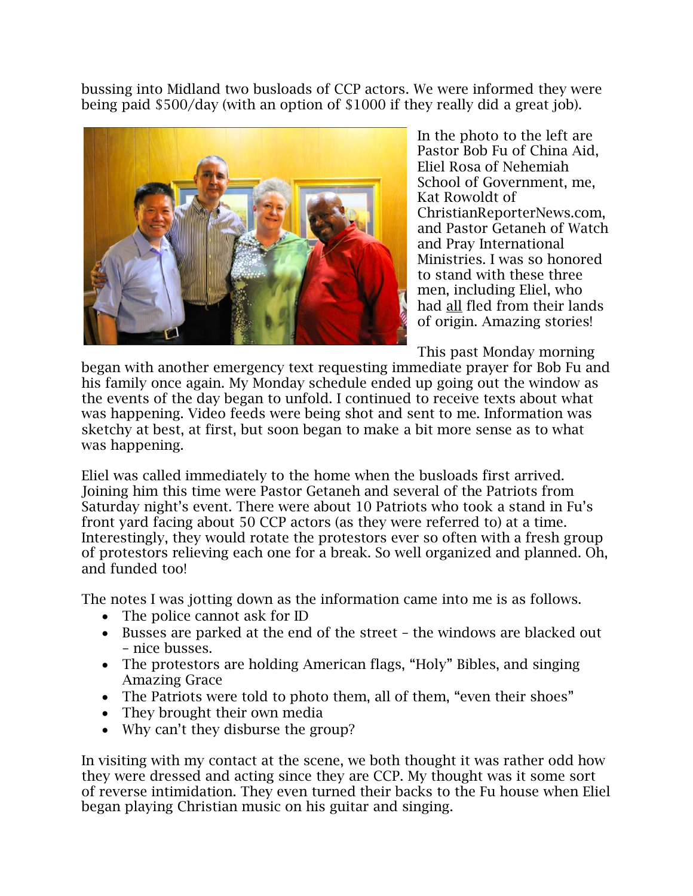bussing into Midland two busloads of CCP actors. We were informed they were being paid $500/day (with an option of $1000 if they really did a great job).

In the photo to the left are Pastor Bob Fu of China Aid, Eliel Rosa of Nehemiah School of Government, me, Kat Rowoldt of ChristianReporterNews.com, and Pastor Getaneh of Watch and Pray International Ministries. I was so honored to stand with these three men, including Eliel, who had <u>all</u> fled from their lands of origin. Amazing stories!

This past Monday morning began with another emergency text requesting immediate prayer for Bob Fu and his family once again. My Monday schedule ended up going out the window as the events of the day began to unfold. I continued to receive texts about what was happening. Video feeds were being shot and sent to me. Information was sketchy at best, at first, but soon began to make a bit more sense as to what was happening.

Eliel was called immediately to the home when the busloads first arrived. Joining him this time were Pastor Getaneh and several of the Patriots from Saturday night's event. There were about 10 Patriots who took a stand in Fu's front yard facing about 50 CCP actors (as they were referred to) at a time. Interestingly, they would rotate the protestors ever so often with a fresh group of protestors relieving each one for a break. So well organized and planned. Oh, and funded too!

The notes I was jotting down as the information came into me is as follows.

- The police cannot ask for ID
- Busses are parked at the end of the street – the windows are blacked out – nice busses.
- The protestors are holding American flags, "Holy" Bibles, and singing Amazing Grace
- The Patriots were told to photo them, all of them, "even their shoes"
- They brought their own media
- Why can't they disburse the group?

In visiting with my contact at the scene, we both thought it was rather odd how they were dressed and acting since they are CCP. My thought was it some sort of reverse intimidation. They even turned their backs to the Fu house when Eliel began playing Christian music on his guitar and singing.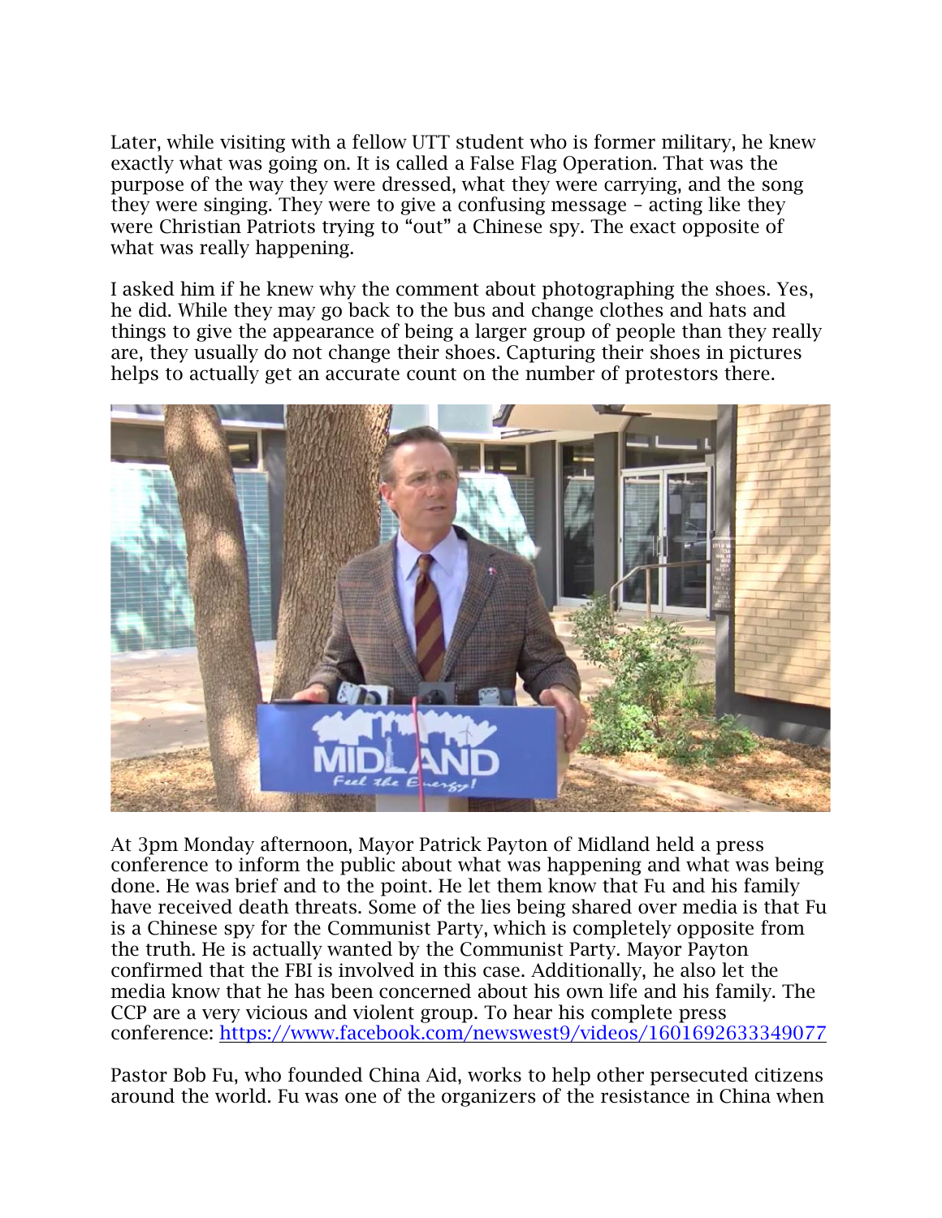Later, while visiting with a fellow UTT student who is former military, he knew exactly what was going on. It is called a False Flag Operation. That was the purpose of the way they were dressed, what they were carrying, and the song they were singing. They were to give a confusing message – acting like they were Christian Patriots trying to "out" a Chinese spy. The exact opposite of what was really happening.

I asked him if he knew why the comment about photographing the shoes. Yes, he did. While they may go back to the bus and change clothes and hats and things to give the appearance of being a larger group of people than they really are, they usually do not change their shoes. Capturing their shoes in pictures helps to actually get an accurate count on the number of protestors there.

At 3pm Monday afternoon, Mayor Patrick Payton of Midland held a press conference to inform the public about what was happening and what was being done. He was brief and to the point. He let them know that Fu and his family have received death threats. Some of the lies being shared over media is that Fu is a Chinese spy for the Communist Party, which is completely opposite from the truth. He is actually wanted by the Communist Party. Mayor Payton confirmed that the FBI is involved in this case. Additionally, he also let the media know that he has been concerned about his own life and his family. The CCP are a very vicious and violent group. To hear his complete press conference: https://www.facebook.com/newswest9/videos/1601692633349077

Pastor Bob Fu, who founded China Aid, works to help other persecuted citizens around the world. Fu was one of the organizers of the resistance in China when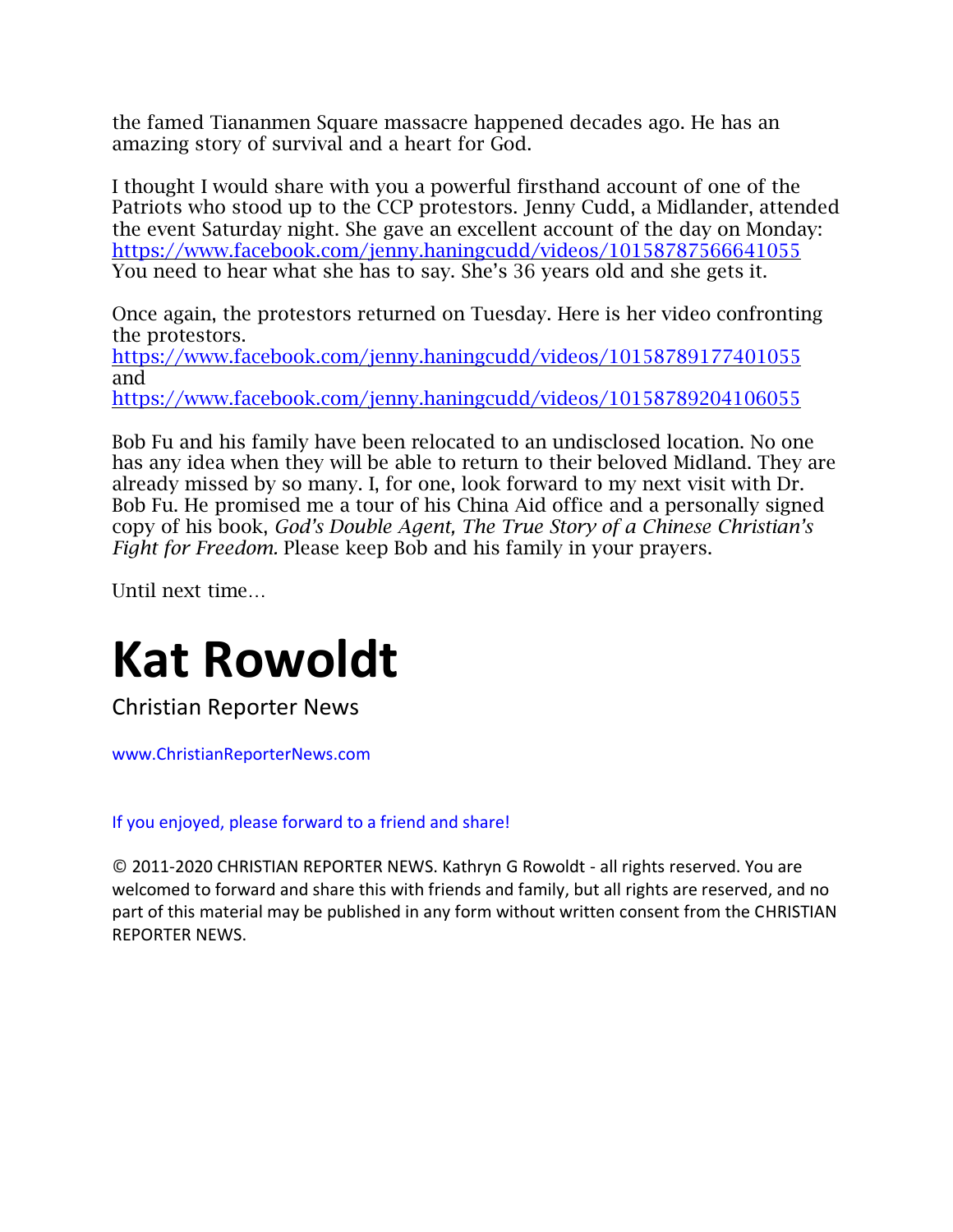the famed Tiananmen Square massacre happened decades ago. He has an amazing story of survival and a heart for God.

I thought I would share with you a powerful firsthand account of one of the Patriots who stood up to the CCP protestors. Jenny Cudd, a Midlander, attended the event Saturday night. She gave an excellent account of the day on Monday: https://www.facebook.com/jenny.haningcudd/videos/10158787566641055 You need to hear what she has to say. She's 36 years old and she gets it.

Once again, the protestors returned on Tuesday. Here is her video confronting the protestors.
https://www.facebook.com/jenny.haningcudd/videos/10158789177401055
and
https://www.facebook.com/jenny.haningcudd/videos/10158789204106055

Bob Fu and his family have been relocated to an undisclosed location. No one has any idea when they will be able to return to their beloved Midland. They are already missed by so many. I, for one, look forward to my next visit with Dr. Bob Fu. He promised me a tour of his China Aid office and a personally signed copy of his book, *God's Double Agent, The True Story of a Chinese Christian's Fight for Freedom.* Please keep Bob and his family in your prayers.

Until next time…

# Kat Rowoldt

Christian Reporter News

www.ChristianReporterNews.com

If you enjoyed, please forward to a friend and share!

© 2011-2020 CHRISTIAN REPORTER NEWS. Kathryn G Rowoldt - all rights reserved. You are welcomed to forward and share this with friends and family, but all rights are reserved, and no part of this material may be published in any form without written consent from the CHRISTIAN REPORTER NEWS.